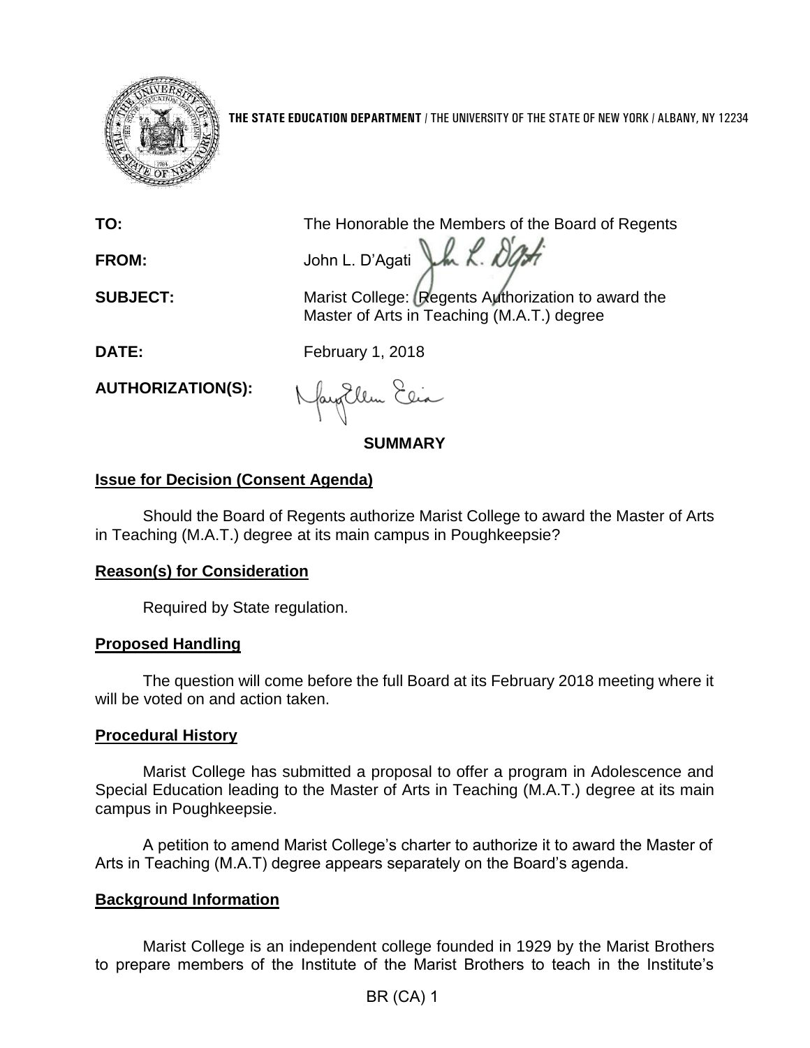**THE STATE EDUCATION DEPARTMENT** / THE UNIVERSITY OF THE STATE OF NEW YORK / ALBANY, NY 12234

**TO:** The Honorable the Members of the Board of Regents

**FROM:** John L. D'Agati

**SUBJECT:** Marist College: Regents Authorization to award the Master of Arts in Teaching (M.A.T.) degree

**DATE:** February 1, 2018

**AUTHORIZATION(S):**

## SUMMARY

### Issue for Decision (Consent Agenda)

Should the Board of Regents authorize Marist College to award the Master of Arts in Teaching (M.A.T.) degree at its main campus in Poughkeepsie?

### Reason(s) for Consideration

Required by State regulation.

### Proposed Handling

The question will come before the full Board at its February 2018 meeting where it will be voted on and action taken.

### Procedural History

Marist College has submitted a proposal to offer a program in Adolescence and Special Education leading to the Master of Arts in Teaching (M.A.T.) degree at its main campus in Poughkeepsie.

A petition to amend Marist College's charter to authorize it to award the Master of Arts in Teaching (M.A.T) degree appears separately on the Board's agenda.

### Background Information

Marist College is an independent college founded in 1929 by the Marist Brothers to prepare members of the Institute of the Marist Brothers to teach in the Institute's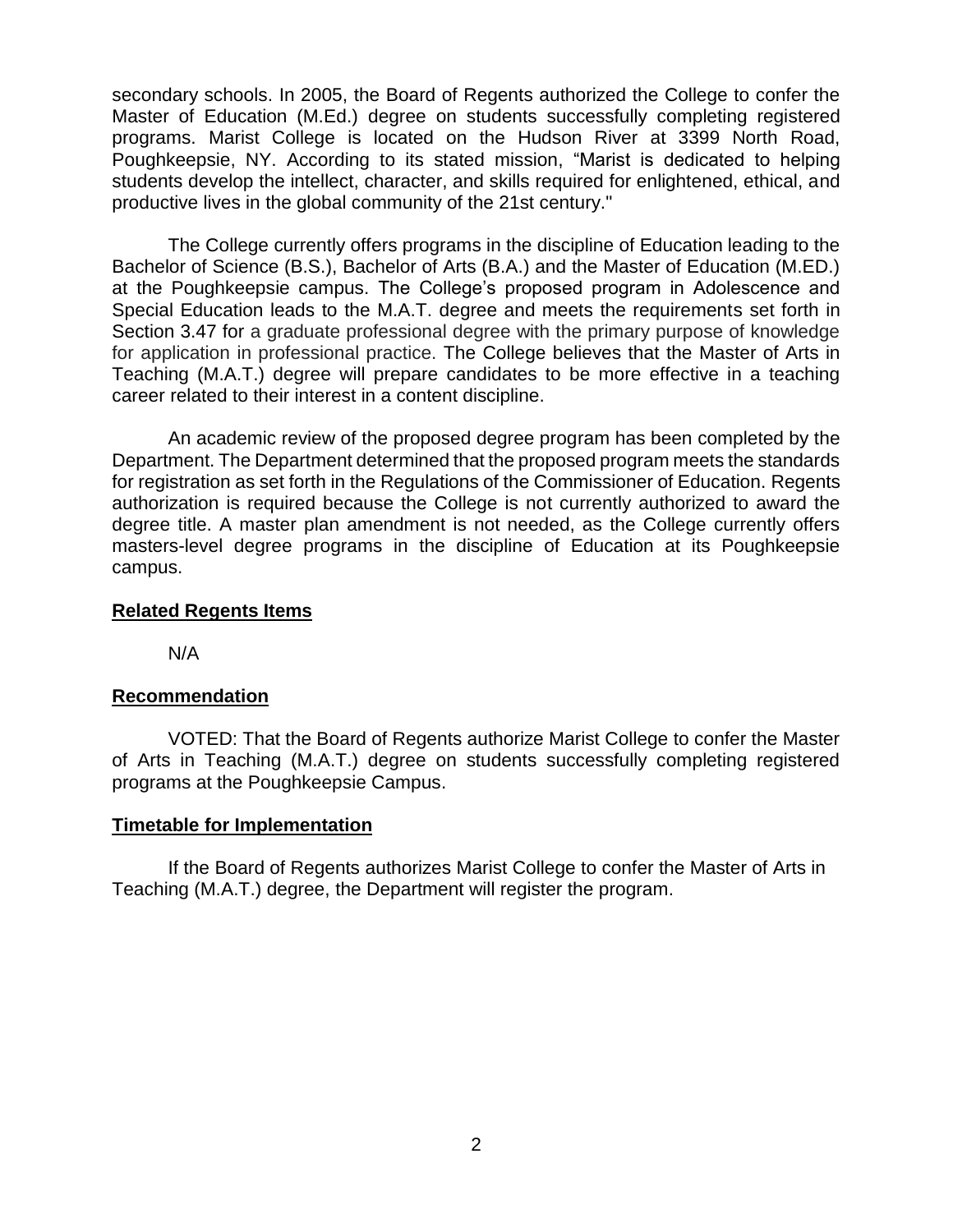secondary schools. In 2005, the Board of Regents authorized the College to confer the Master of Education (M.Ed.) degree on students successfully completing registered programs. Marist College is located on the Hudson River at 3399 North Road, Poughkeepsie, NY. According to its stated mission, "Marist is dedicated to helping students develop the intellect, character, and skills required for enlightened, ethical, and productive lives in the global community of the 21st century."

The College currently offers programs in the discipline of Education leading to the Bachelor of Science (B.S.), Bachelor of Arts (B.A.) and the Master of Education (M.ED.) at the Poughkeepsie campus. The College's proposed program in Adolescence and Special Education leads to the M.A.T. degree and meets the requirements set forth in Section 3.47 for a graduate professional degree with the primary purpose of knowledge for application in professional practice. The College believes that the Master of Arts in Teaching (M.A.T.) degree will prepare candidates to be more effective in a teaching career related to their interest in a content discipline.

An academic review of the proposed degree program has been completed by the Department. The Department determined that the proposed program meets the standards for registration as set forth in the Regulations of the Commissioner of Education. Regents authorization is required because the College is not currently authorized to award the degree title. A master plan amendment is not needed, as the College currently offers masters-level degree programs in the discipline of Education at its Poughkeepsie campus.

## Related Regents Items

N/A

## Recommendation

VOTED: That the Board of Regents authorize Marist College to confer the Master of Arts in Teaching (M.A.T.) degree on students successfully completing registered programs at the Poughkeepsie Campus.

## Timetable for Implementation

If the Board of Regents authorizes Marist College to confer the Master of Arts in Teaching (M.A.T.) degree, the Department will register the program.